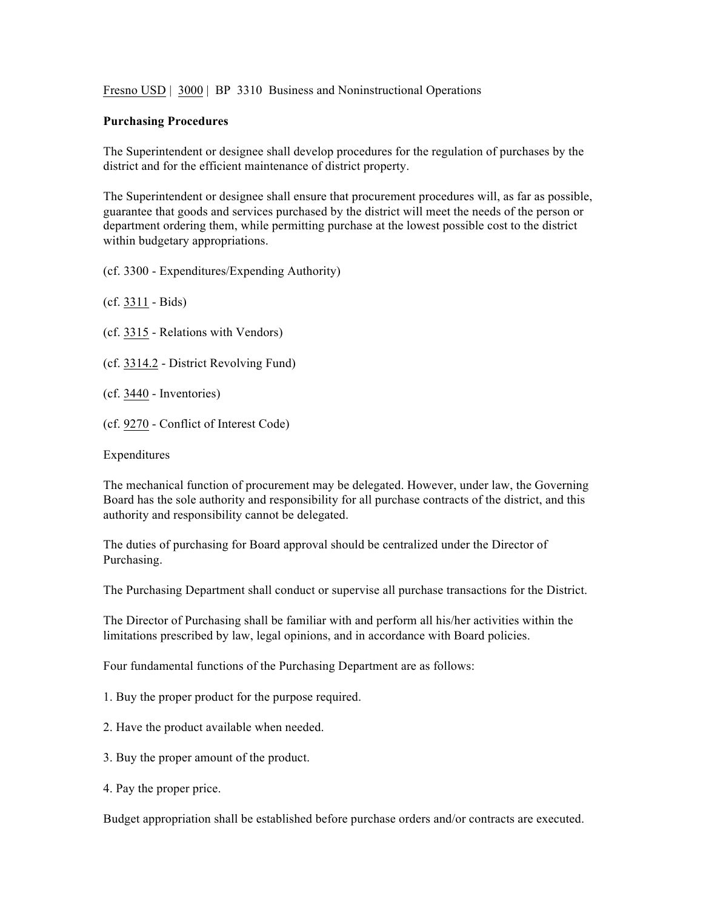Fresno USD | 3000 | BP 3310 Business and Noninstructional Operations

**Purchasing Procedures**

The Superintendent or designee shall develop procedures for the regulation of purchases by the district and for the efficient maintenance of district property.

The Superintendent or designee shall ensure that procurement procedures will, as far as possible, guarantee that goods and services purchased by the district will meet the needs of the person or department ordering them, while permitting purchase at the lowest possible cost to the district within budgetary appropriations.

(cf. 3300 - Expenditures/Expending Authority)

(cf. 3311 - Bids)

(cf. 3315 - Relations with Vendors)

(cf. 3314.2 - District Revolving Fund)

(cf. 3440 - Inventories)

(cf. 9270 - Conflict of Interest Code)

Expenditures

The mechanical function of procurement may be delegated. However, under law, the Governing Board has the sole authority and responsibility for all purchase contracts of the district, and this authority and responsibility cannot be delegated.

The duties of purchasing for Board approval should be centralized under the Director of Purchasing.

The Purchasing Department shall conduct or supervise all purchase transactions for the District.

The Director of Purchasing shall be familiar with and perform all his/her activities within the limitations prescribed by law, legal opinions, and in accordance with Board policies.

Four fundamental functions of the Purchasing Department are as follows:

1. Buy the proper product for the purpose required.

2. Have the product available when needed.

3. Buy the proper amount of the product.

4. Pay the proper price.

Budget appropriation shall be established before purchase orders and/or contracts are executed.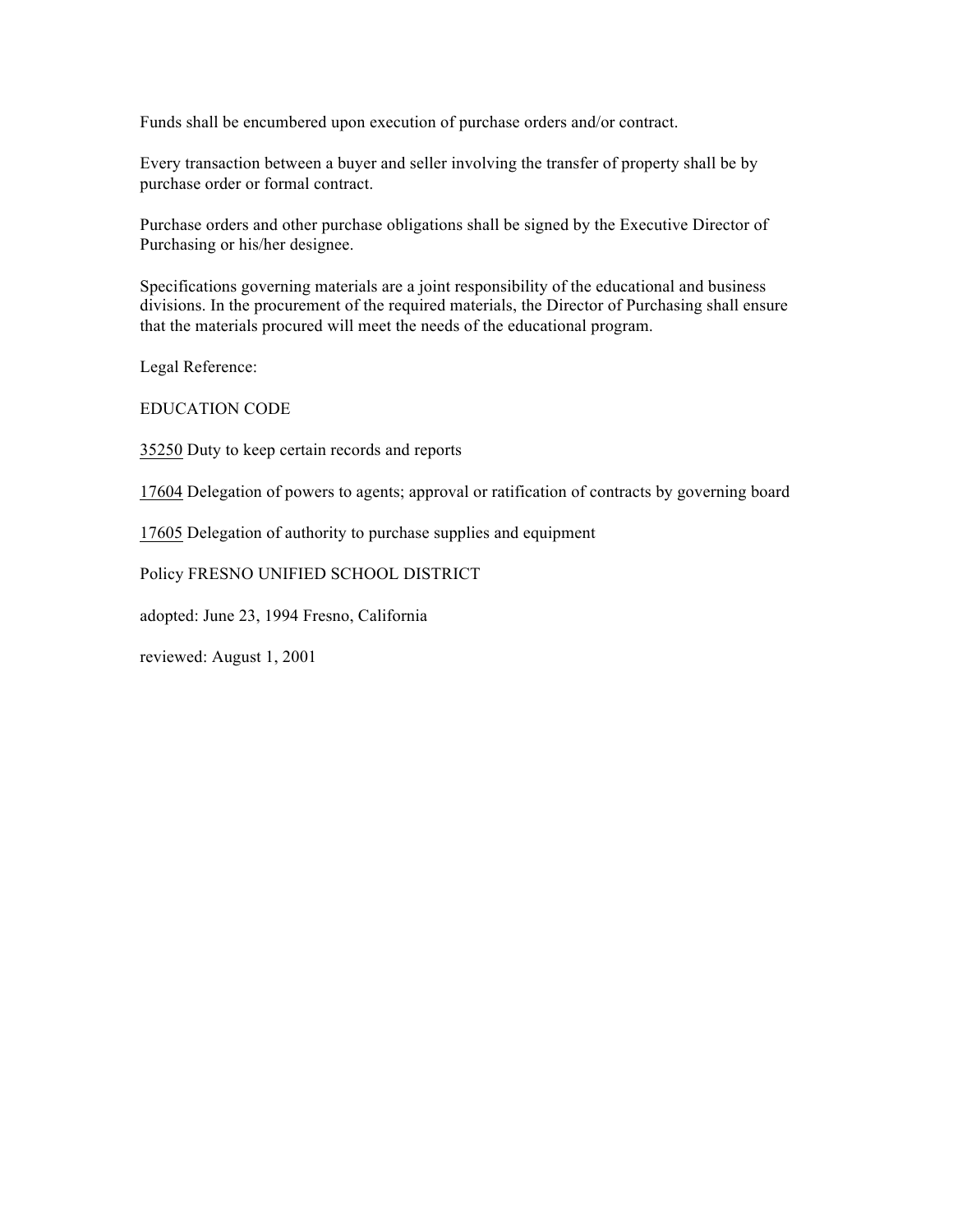Funds shall be encumbered upon execution of purchase orders and/or contract.

Every transaction between a buyer and seller involving the transfer of property shall be by purchase order or formal contract.

Purchase orders and other purchase obligations shall be signed by the Executive Director of Purchasing or his/her designee.

Specifications governing materials are a joint responsibility of the educational and business divisions. In the procurement of the required materials, the Director of Purchasing shall ensure that the materials procured will meet the needs of the educational program.

Legal Reference:

EDUCATION CODE

35250 Duty to keep certain records and reports

17604 Delegation of powers to agents; approval or ratification of contracts by governing board

17605 Delegation of authority to purchase supplies and equipment

Policy FRESNO UNIFIED SCHOOL DISTRICT

adopted: June 23, 1994 Fresno, California

reviewed: August 1, 2001